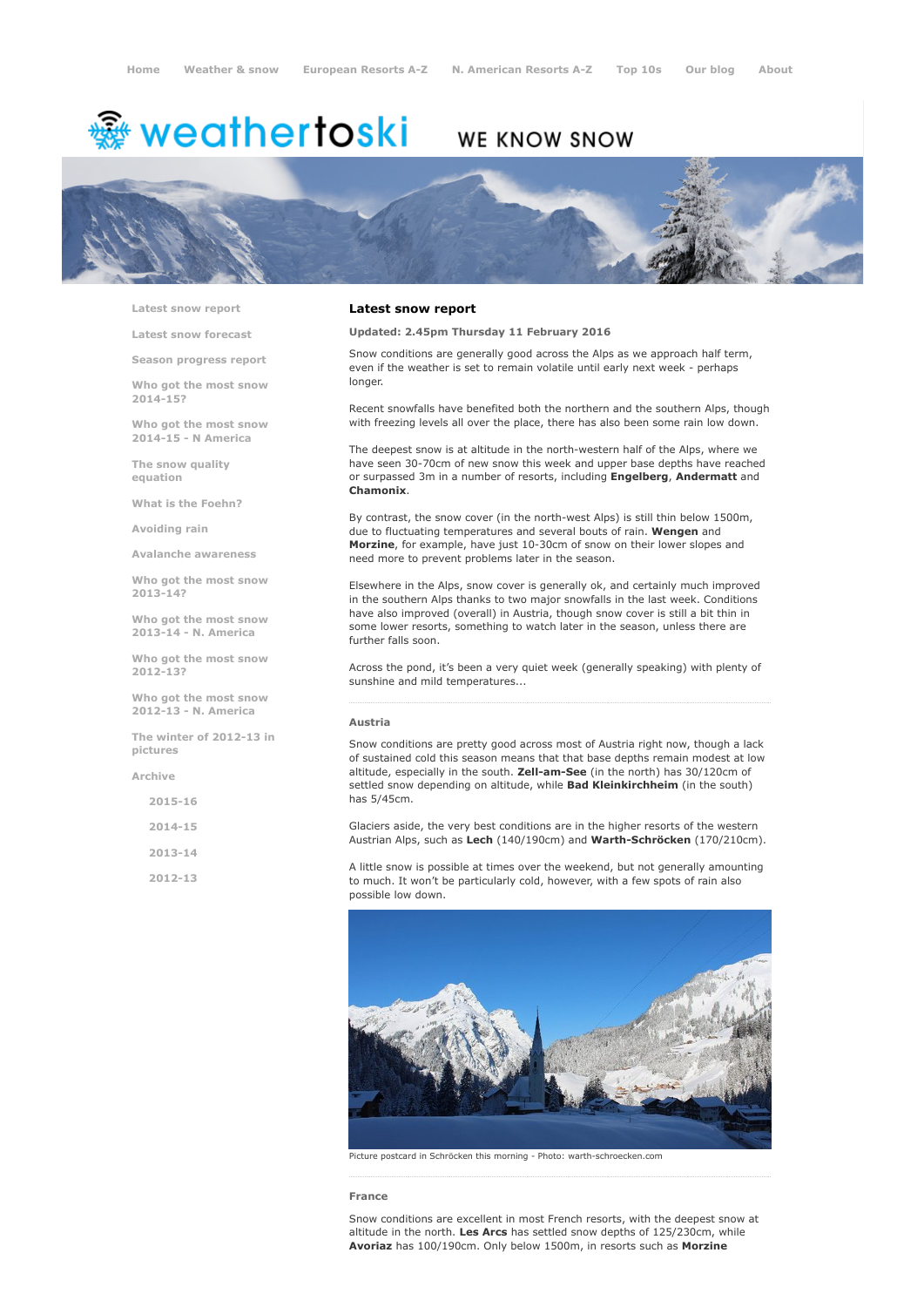Home Weather & snow European Resorts A-Z N. American Resorts A-Z Top 10s Our blog About

weathertoski WE KNOW SNOW

- Latest snow report
- Latest snow forecast
- Season progress report
- Who got the most snow 2014-15?
- Who got the most snow 2014-15 - N America
- The snow quality equation
- What is the Foehn?
- Avoiding rain
- Avalanche awareness
- Who got the most snow 2013-14?
- Who got the most snow 2013-14 - N. America
- Who got the most snow 2012-13?
- Who got the most snow 2012-13 - N. America
- The winter of 2012-13 in pictures
- Archive
  - 2015-16
  - 2014-15
  - 2013-14
  - 2012-13

## Latest snow report

**Updated: 2.45pm Thursday 11 February 2016**

Snow conditions are generally good across the Alps as we approach half term, even if the weather is set to remain volatile until early next week - perhaps longer.

Recent snowfalls have benefited both the northern and the southern Alps, though with freezing levels all over the place, there has also been some rain low down.

The deepest snow is at altitude in the north-western half of the Alps, where we have seen 30-70cm of new snow this week and upper base depths have reached or surpassed 3m in a number of resorts, including **Engelberg**, **Andermatt** and **Chamonix**.

By contrast, the snow cover (in the north-west Alps) is still thin below 1500m, due to fluctuating temperatures and several bouts of rain. **Wengen** and **Morzine**, for example, have just 10-30cm of snow on their lower slopes and need more to prevent problems later in the season.

Elsewhere in the Alps, snow cover is generally ok, and certainly much improved in the southern Alps thanks to two major snowfalls in the last week. Conditions have also improved (overall) in Austria, though snow cover is still a bit thin in some lower resorts, something to watch later in the season, unless there are further falls soon.

Across the pond, it's been a very quiet week (generally speaking) with plenty of sunshine and mild temperatures...

### Austria

Snow conditions are pretty good across most of Austria right now, though a lack of sustained cold this season means that that base depths remain modest at low altitude, especially in the south. **Zell-am-See** (in the north) has 30/120cm of settled snow depending on altitude, while **Bad Kleinkirchheim** (in the south) has 5/45cm.

Glaciers aside, the very best conditions are in the higher resorts of the western Austrian Alps, such as **Lech** (140/190cm) and **Warth-Schröcken** (170/210cm).

A little snow is possible at times over the weekend, but not generally amounting to much. It won't be particularly cold, however, with a few spots of rain also possible low down.

Picture postcard in Schröcken this morning - Photo: warth-schroecken.com

### France

Snow conditions are excellent in most French resorts, with the deepest snow at altitude in the north. **Les Arcs** has settled snow depths of 125/230cm, while **Avoriaz** has 100/190cm. Only below 1500m, in resorts such as **Morzine**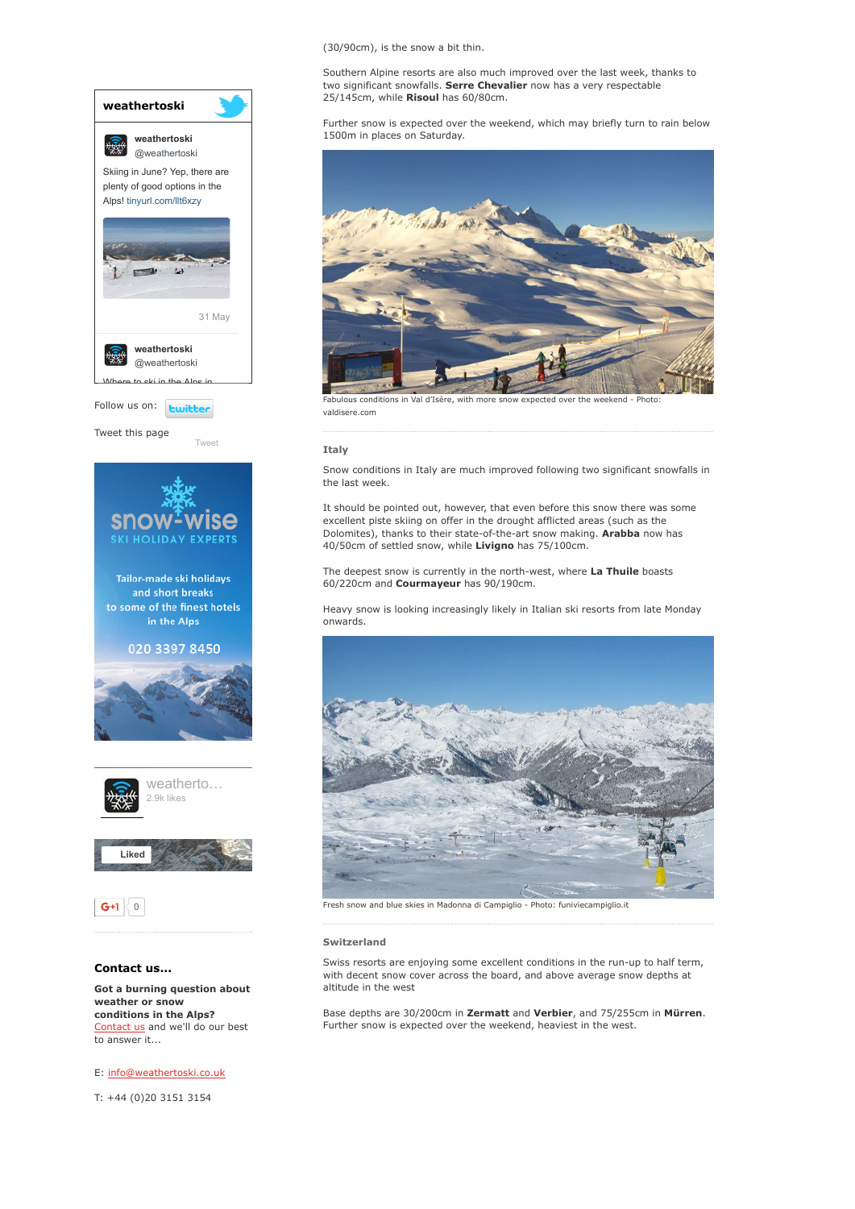(30/90cm), is the snow a bit thin.

Southern Alpine resorts are also much improved over the last week, thanks to two significant snowfalls. **Serre Chevalier** now has a very respectable 25/145cm, while **Risoul** has 60/80cm.

Further snow is expected over the weekend, which may briefly turn to rain below 1500m in places on Saturday.

Fabulous conditions in Val d'Isère, with more snow expected over the weekend - Photo: valdisere.com

### Italy

Snow conditions in Italy are much improved following two significant snowfalls in the last week.

It should be pointed out, however, that even before this snow there was some excellent piste skiing on offer in the drought afflicted areas (such as the Dolomites), thanks to their state-of-the-art snow making. **Arabba** now has 40/50cm of settled snow, while **Livigno** has 75/100cm.

The deepest snow is currently in the north-west, where **La Thuile** boasts 60/220cm and **Courmayeur** has 90/190cm.

Heavy snow is looking increasingly likely in Italian ski resorts from late Monday onwards.

Fresh snow and blue skies in Madonna di Campiglio - Photo: funiviecampiglio.it

### Switzerland

Swiss resorts are enjoying some excellent conditions in the run-up to half term, with decent snow cover across the board, and above average snow depths at altitude in the west

Base depths are 30/200cm in **Zermatt** and **Verbier**, and 75/255cm in **Mürren**. Further snow is expected over the weekend, heaviest in the west.

**weathertoski**

**weathertoski** @weathertoski

Skiing in June? Yep, there are plenty of good options in the Alps! tinyurl.com/llt6xzy

31 May

**weathertoski** @weathertoski

Follow us on: twitter

Tweet this page

Tweet

snow-wise SKI HOLIDAY EXPERTS

Tailor-made ski holidays and short breaks to some of the finest hotels in the Alps

020 3397 8450

weatherto... 2.9k likes

Liked

G+1 0

### Contact us...

**Got a burning question about weather or snow conditions in the Alps?** Contact us and we'll do our best to answer it...

E: info@weathertoski.co.uk

T: +44 (0)20 3151 3154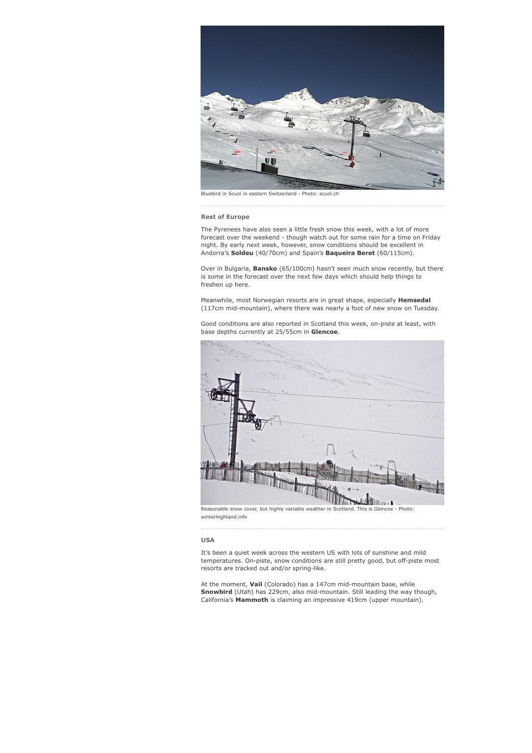Bluebird in Scuol in eastern Switzerland - Photo: scuol.ch

### Rest of Europe

The Pyrenees have also seen a little fresh snow this week, with a lot of more forecast over the weekend - though watch out for some rain for a time on Friday night. By early next week, however, snow conditions should be excellent in Andorra's **Soldeu** (40/70cm) and Spain's **Baqueira Beret** (60/115cm).

Over in Bulgaria, **Bansko** (65/100cm) hasn't seen much snow recently, but there is some in the forecast over the next few days which should help things to freshen up here.

Meanwhile, most Norwegian resorts are in great shape, especially **Hemsedal** (117cm mid-mountain), where there was nearly a foot of new snow on Tuesday.

Good conditions are also reported in Scotland this week, on-piste at least, with base depths currently at 25/55cm in **Glencoe**.

Reasonable snow cover, but highly variable weather in Scotland. This is Glencoe - Photo: winterhighland.info

### USA

It's been a quiet week across the western US with lots of sunshine and mild temperatures. On-piste, snow conditions are still pretty good, but off-piste most resorts are tracked out and/or spring-like.

At the moment, **Vail** (Colorado) has a 147cm mid-mountain base, while **Snowbird** (Utah) has 229cm, also mid-mountain. Still leading the way though, California's **Mammoth** is claiming an impressive 419cm (upper mountain).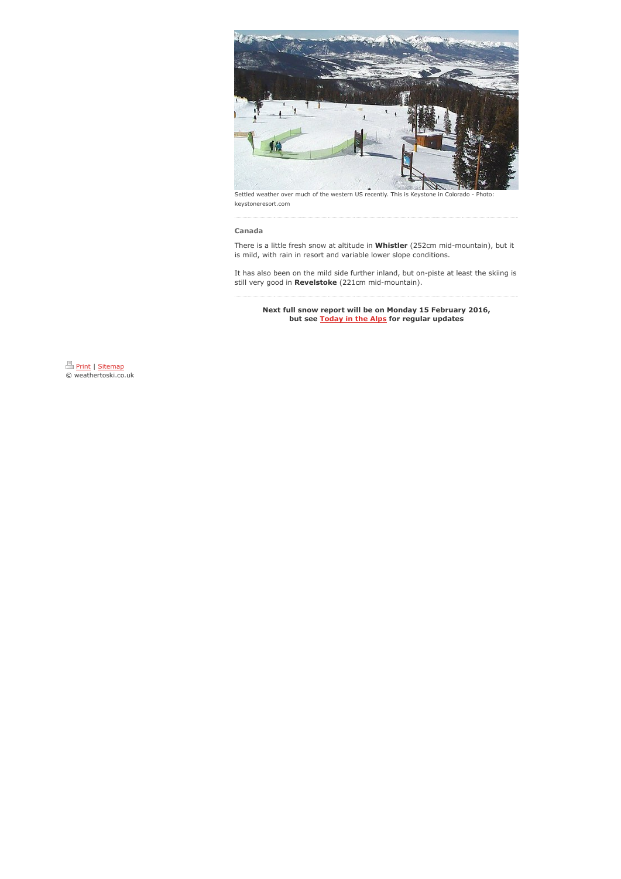Settled weather over much of the western US recently. This is Keystone in Colorado - Photo: keystoneresort.com

### Canada

There is a little fresh snow at altitude in **Whistler** (252cm mid-mountain), but it is mild, with rain in resort and variable lower slope conditions.

It has also been on the mild side further inland, but on-piste at least the skiing is still very good in **Revelstoke** (221cm mid-mountain).

**Next full snow report will be on Monday 15 February 2016, but see Today in the Alps for regular updates**

Print | Sitemap
© weathertoski.co.uk